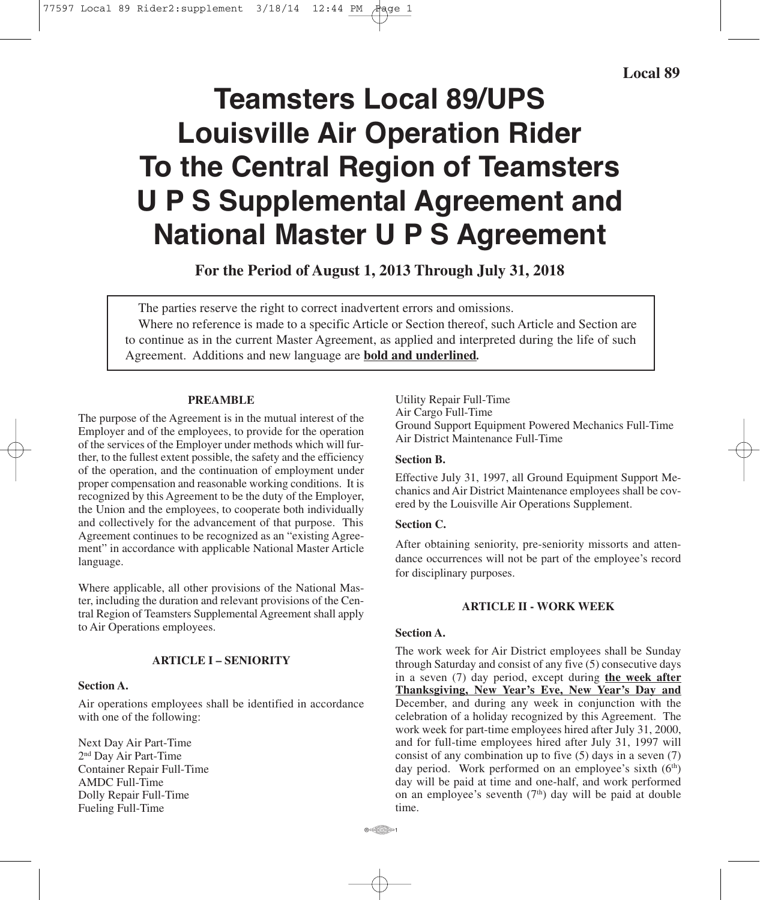**Local 89**

# Teamsters Local 89/UPS Louisville Air Operation Rider To the Central Region of Teamsters U P S Supplemental Agreement and National Master U P S Agreement

**For the Period of August 1, 2013 Through July 31, 2018**

> The parties reserve the right to correct inadvertent errors and omissions.
>
> Where no reference is made to a specific Article or Section thereof, such Article and Section are to continue as in the current Master Agreement, as applied and interpreted during the life of such Agreement. Additions and new language are **<u>bold and underlined</u>.**

## PREAMBLE

The purpose of the Agreement is in the mutual interest of the Employer and of the employees, to provide for the operation of the services of the Employer under methods which will further, to the fullest extent possible, the safety and the efficiency of the operation, and the continuation of employment under proper compensation and reasonable working conditions. It is recognized by this Agreement to be the duty of the Employer, the Union and the employees, to cooperate both individually and collectively for the advancement of that purpose. This Agreement continues to be recognized as an "existing Agreement" in accordance with applicable National Master Article language.

Where applicable, all other provisions of the National Master, including the duration and relevant provisions of the Central Region of Teamsters Supplemental Agreement shall apply to Air Operations employees.

## ARTICLE I – SENIORITY

### Section A.

Air operations employees shall be identified in accordance with one of the following:

Next Day Air Part-Time
2nd Day Air Part-Time
Container Repair Full-Time
AMDC Full-Time
Dolly Repair Full-Time
Fueling Full-Time
Utility Repair Full-Time
Air Cargo Full-Time
Ground Support Equipment Powered Mechanics Full-Time
Air District Maintenance Full-Time

### Section B.

Effective July 31, 1997, all Ground Equipment Support Mechanics and Air District Maintenance employees shall be covered by the Louisville Air Operations Supplement.

### Section C.

After obtaining seniority, pre-seniority missorts and attendance occurrences will not be part of the employee's record for disciplinary purposes.

## ARTICLE II - WORK WEEK

### Section A.

The work week for Air District employees shall be Sunday through Saturday and consist of any five (5) consecutive days in a seven (7) day period, except during **<u>the week after Thanksgiving, New Year's Eve, New Year's Day and</u>** December, and during any week in conjunction with the celebration of a holiday recognized by this Agreement. The work week for part-time employees hired after July 31, 2000, and for full-time employees hired after July 31, 1997 will consist of any combination up to five (5) days in a seven (7) day period. Work performed on an employee's sixth (6th) day will be paid at time and one-half, and work performed on an employee's seventh (7th) day will be paid at double time.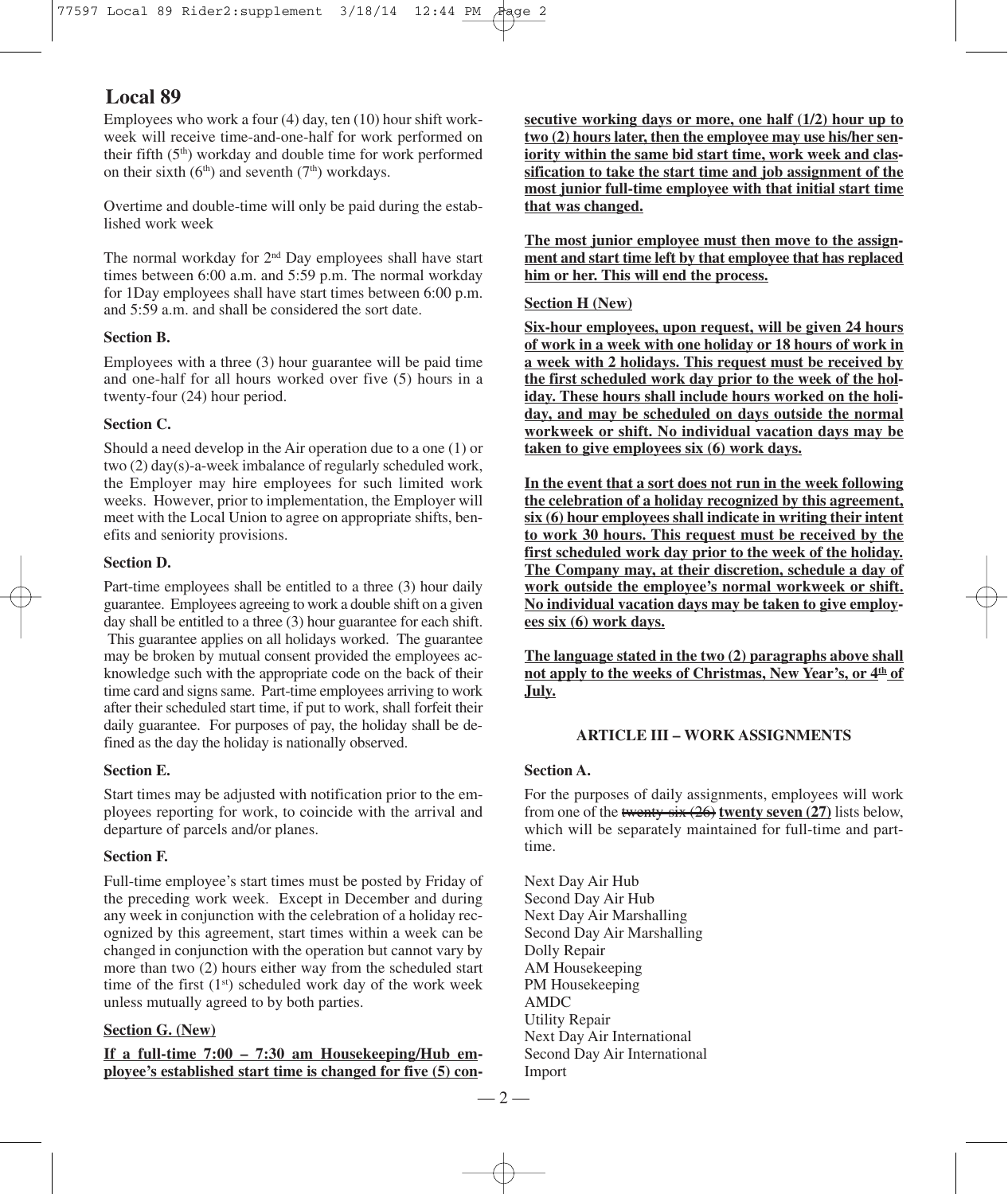## Local 89

Employees who work a four (4) day, ten (10) hour shift workweek will receive time-and-one-half for work performed on their fifth ($5^{th}$) workday and double time for work performed on their sixth ($6^{th}$) and seventh ($7^{th}$) workdays.

Overtime and double-time will only be paid during the established work week

The normal workday for $2^{nd}$ Day employees shall have start times between 6:00 a.m. and 5:59 p.m. The normal workday for 1Day employees shall have start times between 6:00 p.m. and 5:59 a.m. and shall be considered the sort date.

**Section B.**

Employees with a three (3) hour guarantee will be paid time and one-half for all hours worked over five (5) hours in a twenty-four (24) hour period.

**Section C.**

Should a need develop in the Air operation due to a one (1) or two (2) day(s)-a-week imbalance of regularly scheduled work, the Employer may hire employees for such limited work weeks. However, prior to implementation, the Employer will meet with the Local Union to agree on appropriate shifts, benefits and seniority provisions.

**Section D.**

Part-time employees shall be entitled to a three (3) hour daily guarantee. Employees agreeing to work a double shift on a given day shall be entitled to a three (3) hour guarantee for each shift. This guarantee applies on all holidays worked. The guarantee may be broken by mutual consent provided the employees acknowledge such with the appropriate code on the back of their time card and signs same. Part-time employees arriving to work after their scheduled start time, if put to work, shall forfeit their daily guarantee. For purposes of pay, the holiday shall be defined as the day the holiday is nationally observed.

**Section E.**

Start times may be adjusted with notification prior to the employees reporting for work, to coincide with the arrival and departure of parcels and/or planes.

**Section F.**

Full-time employee's start times must be posted by Friday of the preceding work week. Except in December and during any week in conjunction with the celebration of a holiday recognized by this agreement, start times within a week can be changed in conjunction with the operation but cannot vary by more than two (2) hours either way from the scheduled start time of the first ($1^{st}$) scheduled work day of the work week unless mutually agreed to by both parties.

**Section G. (New)**

**If a full-time 7:00 – 7:30 am Housekeeping/Hub employee's established start time is changed for five (5) consecutive working days or more, one half (1/2) hour up to two (2) hours later, then the employee may use his/her seniority within the same bid start time, work week and classification to take the start time and job assignment of the most junior full-time employee with that initial start time that was changed.**

**The most junior employee must then move to the assignment and start time left by that employee that has replaced him or her. This will end the process.**

**Section H (New)**

**Six-hour employees, upon request, will be given 24 hours of work in a week with one holiday or 18 hours of work in a week with 2 holidays. This request must be received by the first scheduled work day prior to the week of the holiday. These hours shall include hours worked on the holiday, and may be scheduled on days outside the normal workweek or shift. No individual vacation days may be taken to give employees six (6) work days.**

**In the event that a sort does not run in the week following the celebration of a holiday recognized by this agreement, six (6) hour employees shall indicate in writing their intent to work 30 hours. This request must be received by the first scheduled work day prior to the week of the holiday. The Company may, at their discretion, schedule a day of work outside the employee's normal workweek or shift. No individual vacation days may be taken to give employees six (6) work days.**

**The language stated in the two (2) paragraphs above shall not apply to the weeks of Christmas, New Year's, or $4^{th}$ of July.**

### ARTICLE III – WORK ASSIGNMENTS

**Section A.**

For the purposes of daily assignments, employees will work from one of the ~~twenty-six (26)~~ **twenty seven (27)** lists below, which will be separately maintained for full-time and part-time.

Next Day Air Hub
Second Day Air Hub
Next Day Air Marshalling
Second Day Air Marshalling
Dolly Repair
AM Housekeeping
PM Housekeeping
AMDC
Utility Repair
Next Day Air International
Second Day Air International
Import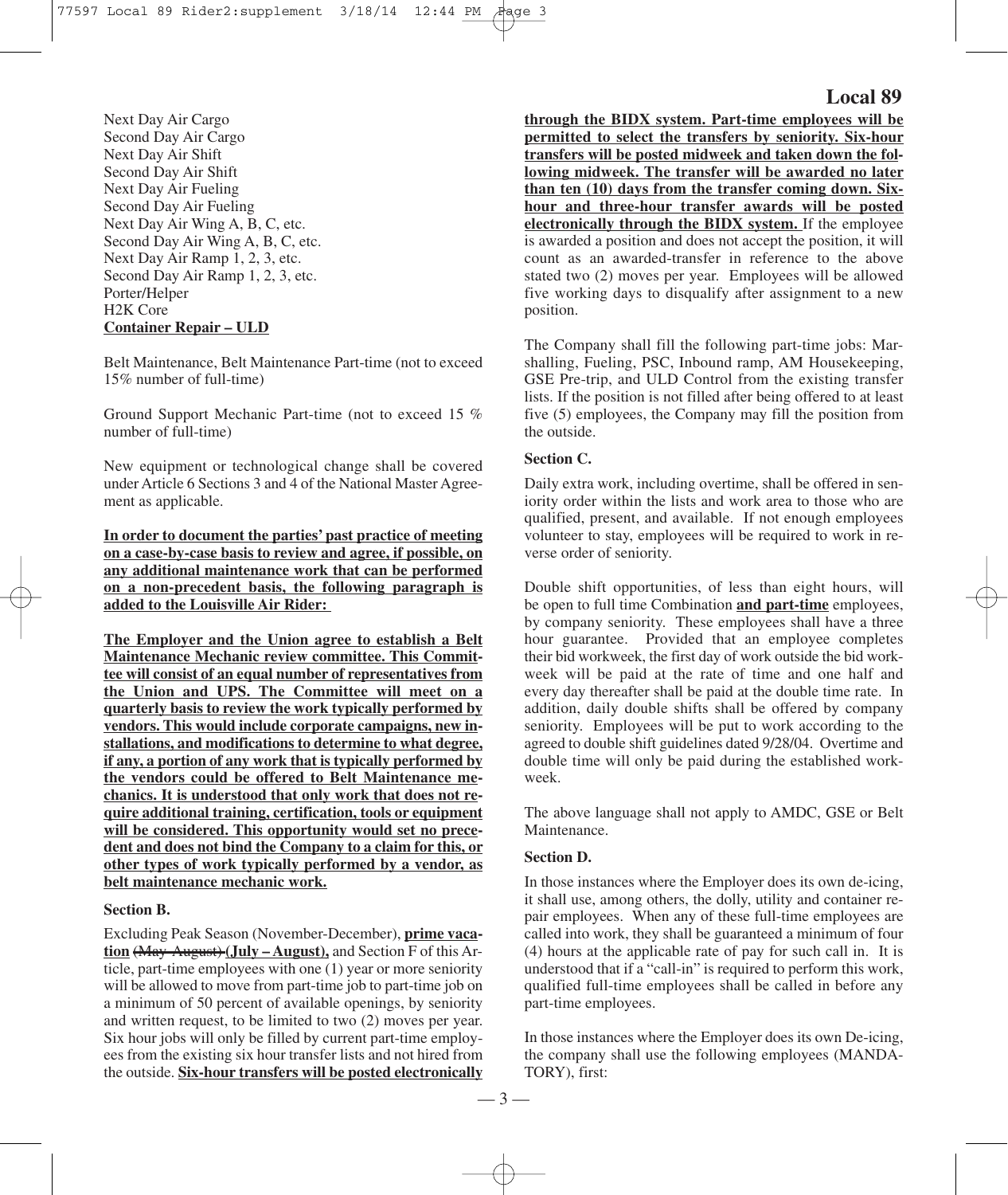Next Day Air Cargo
Second Day Air Cargo
Next Day Air Shift
Second Day Air Shift
Next Day Air Fueling
Second Day Air Fueling
Next Day Air Wing A, B, C, etc.
Second Day Air Wing A, B, C, etc.
Next Day Air Ramp 1, 2, 3, etc.
Second Day Air Ramp 1, 2, 3, etc.
Porter/Helper
H2K Core
**Container Repair – ULD**

Belt Maintenance, Belt Maintenance Part-time (not to exceed 15% number of full-time)

Ground Support Mechanic Part-time (not to exceed 15 % number of full-time)

New equipment or technological change shall be covered under Article 6 Sections 3 and 4 of the National Master Agreement as applicable.

**In order to document the parties' past practice of meeting on a case-by-case basis to review and agree, if possible, on any additional maintenance work that can be performed on a non-precedent basis, the following paragraph is added to the Louisville Air Rider:**

**The Employer and the Union agree to establish a Belt Maintenance Mechanic review committee. This Committee will consist of an equal number of representatives from the Union and UPS. The Committee will meet on a quarterly basis to review the work typically performed by vendors. This would include corporate campaigns, new installations, and modifications to determine to what degree, if any, a portion of any work that is typically performed by the vendors could be offered to Belt Maintenance mechanics. It is understood that only work that does not require additional training, certification, tools or equipment will be considered. This opportunity would set no precedent and does not bind the Company to a claim for this, or other types of work typically performed by a vendor, as belt maintenance mechanic work.**

**Section B.**

Excluding Peak Season (November-December), **prime vacation** ~~(May-August)~~ **(July – August),** and Section F of this Article, part-time employees with one (1) year or more seniority will be allowed to move from part-time job to part-time job on a minimum of 50 percent of available openings, by seniority and written request, to be limited to two (2) moves per year. Six hour jobs will only be filled by current part-time employees from the existing six hour transfer lists and not hired from the outside. **Six-hour transfers will be posted electronically through the BIDX system. Part-time employees will be permitted to select the transfers by seniority. Six-hour transfers will be posted midweek and taken down the following midweek. The transfer will be awarded no later than ten (10) days from the transfer coming down. Six-hour and three-hour transfer awards will be posted electronically through the BIDX system.** If the employee is awarded a position and does not accept the position, it will count as an awarded-transfer in reference to the above stated two (2) moves per year. Employees will be allowed five working days to disqualify after assignment to a new position.

The Company shall fill the following part-time jobs: Marshalling, Fueling, PSC, Inbound ramp, AM Housekeeping, GSE Pre-trip, and ULD Control from the existing transfer lists. If the position is not filled after being offered to at least five (5) employees, the Company may fill the position from the outside.

**Section C.**

Daily extra work, including overtime, shall be offered in seniority order within the lists and work area to those who are qualified, present, and available. If not enough employees volunteer to stay, employees will be required to work in reverse order of seniority.

Double shift opportunities, of less than eight hours, will be open to full time Combination **and part-time** employees, by company seniority. These employees shall have a three hour guarantee. Provided that an employee completes their bid workweek, the first day of work outside the bid workweek will be paid at the rate of time and one half and every day thereafter shall be paid at the double time rate. In addition, daily double shifts shall be offered by company seniority. Employees will be put to work according to the agreed to double shift guidelines dated 9/28/04. Overtime and double time will only be paid during the established workweek.

The above language shall not apply to AMDC, GSE or Belt Maintenance.

**Section D.**

In those instances where the Employer does its own de-icing, it shall use, among others, the dolly, utility and container repair employees. When any of these full-time employees are called into work, they shall be guaranteed a minimum of four (4) hours at the applicable rate of pay for such call in. It is understood that if a "call-in" is required to perform this work, qualified full-time employees shall be called in before any part-time employees.

In those instances where the Employer does its own De-icing, the company shall use the following employees (MANDATORY), first: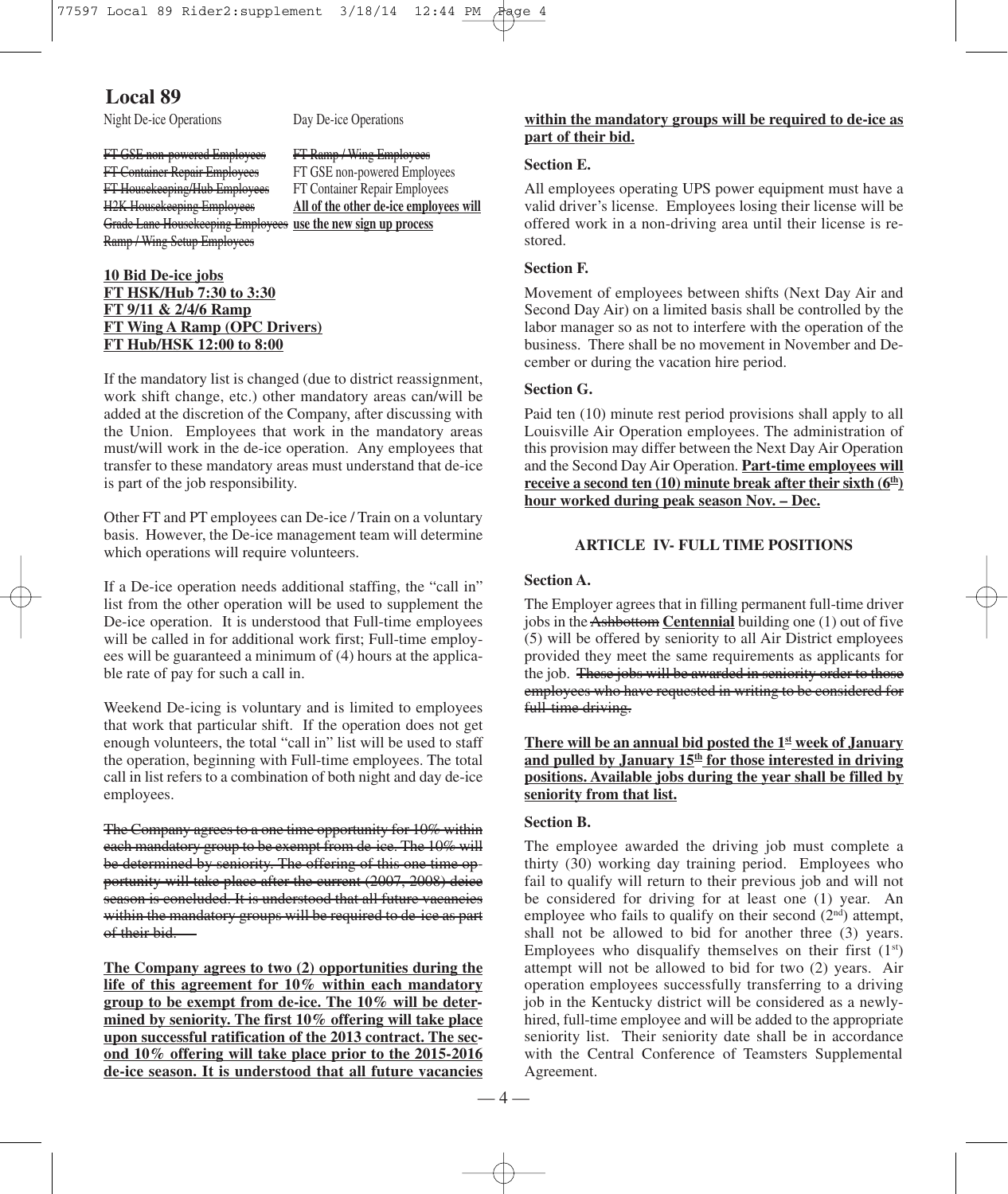## Local 89

| Night De-ice Operations | Day De-ice Operations |
|---|---|
| ~~FT GSE non-powered Employees~~ | ~~FT Ramp / Wing Employees~~ |
| ~~FT Container Repair Employees~~ | FT GSE non-powered Employees |
| ~~FT Housekeeping/Hub Employees~~ | FT Container Repair Employees |
| ~~H2K Housekeeping Employees~~ | **All of the other de-ice employees will** |
| ~~Grade Lane Housekeeping Employees~~ | **use the new sign up process** |
| ~~Ramp / Wing Setup Employees~~ | |

**10 Bid De-ice jobs**
**FT HSK/Hub 7:30 to 3:30**
**FT 9/11 & 2/4/6 Ramp**
**FT Wing A Ramp (OPC Drivers)**
**FT Hub/HSK 12:00 to 8:00**

If the mandatory list is changed (due to district reassignment, work shift change, etc.) other mandatory areas can/will be added at the discretion of the Company, after discussing with the Union. Employees that work in the mandatory areas must/will work in the de-ice operation. Any employees that transfer to these mandatory areas must understand that de-ice is part of the job responsibility.

Other FT and PT employees can De-ice / Train on a voluntary basis. However, the De-ice management team will determine which operations will require volunteers.

If a De-ice operation needs additional staffing, the "call in" list from the other operation will be used to supplement the De-ice operation. It is understood that Full-time employees will be called in for additional work first; Full-time employees will be guaranteed a minimum of (4) hours at the applicable rate of pay for such a call in.

Weekend De-icing is voluntary and is limited to employees that work that particular shift. If the operation does not get enough volunteers, the total "call in" list will be used to staff the operation, beginning with Full-time employees. The total call in list refers to a combination of both night and day de-ice employees.

~~The Company agrees to a one time opportunity for 10% within each mandatory group to be exempt from de-ice. The 10% will be determined by seniority. The offering of this one time opportunity will take place after the current (2007, 2008) deice season is concluded. It is understood that all future vacancies within the mandatory groups will be required to de-ice as part of their bid.~~

**The Company agrees to two (2) opportunities during the life of this agreement for 10% within each mandatory group to be exempt from de-ice. The 10% will be determined by seniority. The first 10% offering will take place upon successful ratification of the 2013 contract. The second 10% offering will take place prior to the 2015-2016 de-ice season. It is understood that all future vacancies within the mandatory groups will be required to de-ice as part of their bid.**

### Section E.

All employees operating UPS power equipment must have a valid driver's license. Employees losing their license will be offered work in a non-driving area until their license is restored.

### Section F.

Movement of employees between shifts (Next Day Air and Second Day Air) on a limited basis shall be controlled by the labor manager so as not to interfere with the operation of the business. There shall be no movement in November and December or during the vacation hire period.

### Section G.

Paid ten (10) minute rest period provisions shall apply to all Louisville Air Operation employees. The administration of this provision may differ between the Next Day Air Operation and the Second Day Air Operation. **Part-time employees will receive a second ten (10) minute break after their sixth (6th) hour worked during peak season Nov. – Dec.**

## ARTICLE IV- FULL TIME POSITIONS

### Section A.

The Employer agrees that in filling permanent full-time driver jobs in the ~~Ashbottom~~ **Centennial** building one (1) out of five (5) will be offered by seniority to all Air District employees provided they meet the same requirements as applicants for the job. ~~These jobs will be awarded in seniority order to those employees who have requested in writing to be considered for full-time driving.~~

**There will be an annual bid posted the 1st week of January and pulled by January 15th for those interested in driving positions. Available jobs during the year shall be filled by seniority from that list.**

### Section B.

The employee awarded the driving job must complete a thirty (30) working day training period. Employees who fail to qualify will return to their previous job and will not be considered for driving for at least one (1) year. An employee who fails to qualify on their second (2nd) attempt, shall not be allowed to bid for another three (3) years. Employees who disqualify themselves on their first (1st) attempt will not be allowed to bid for two (2) years. Air operation employees successfully transferring to a driving job in the Kentucky district will be considered as a newly-hired, full-time employee and will be added to the appropriate seniority list. Their seniority date shall be in accordance with the Central Conference of Teamsters Supplemental Agreement.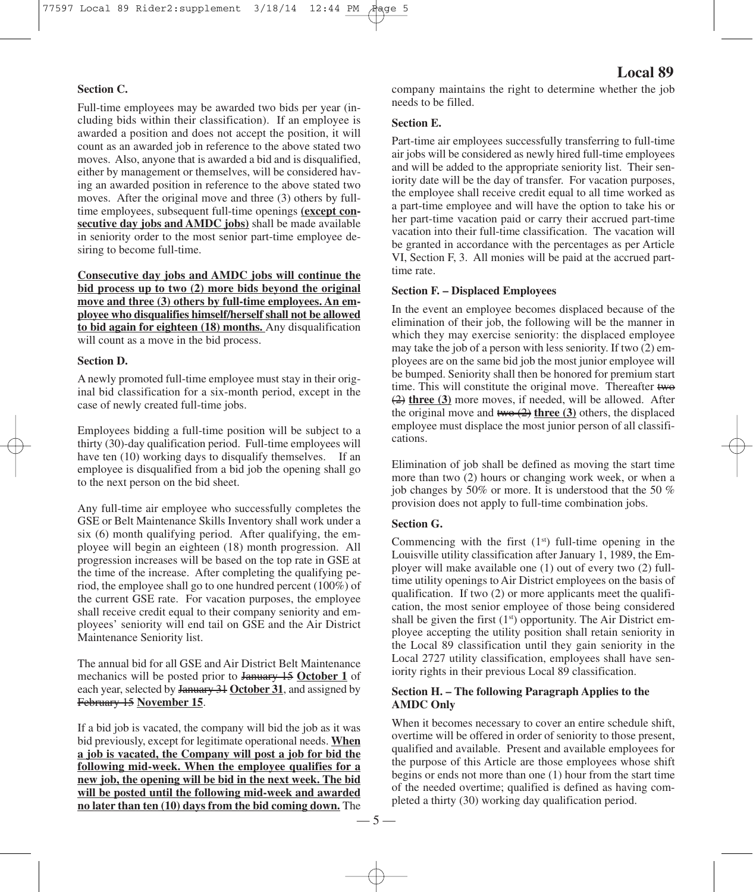### Section C.

Full-time employees may be awarded two bids per year (including bids within their classification). If an employee is awarded a position and does not accept the position, it will count as an awarded job in reference to the above stated two moves. Also, anyone that is awarded a bid and is disqualified, either by management or themselves, will be considered having an awarded position in reference to the above stated two moves. After the original move and three (3) others by full-time employees, subsequent full-time openings **<u>(except consecutive day jobs and AMDC jobs)</u>** shall be made available in seniority order to the most senior part-time employee desiring to become full-time.

**<u>Consecutive day jobs and AMDC jobs will continue the bid process up to two (2) more bids beyond the original move and three (3) others by full-time employees. An employee who disqualifies himself/herself shall not be allowed to bid again for eighteen (18) months.</u>** Any disqualification will count as a move in the bid process.

### Section D.

A newly promoted full-time employee must stay in their original bid classification for a six-month period, except in the case of newly created full-time jobs.

Employees bidding a full-time position will be subject to a thirty (30)-day qualification period. Full-time employees will have ten (10) working days to disqualify themselves. If an employee is disqualified from a bid job the opening shall go to the next person on the bid sheet.

Any full-time air employee who successfully completes the GSE or Belt Maintenance Skills Inventory shall work under a six (6) month qualifying period. After qualifying, the employee will begin an eighteen (18) month progression. All progression increases will be based on the top rate in GSE at the time of the increase. After completing the qualifying period, the employee shall go to one hundred percent (100%) of the current GSE rate. For vacation purposes, the employee shall receive credit equal to their company seniority and employees' seniority will end tail on GSE and the Air District Maintenance Seniority list.

The annual bid for all GSE and Air District Belt Maintenance mechanics will be posted prior to ~~January 15~~ **<u>October 1</u>** of each year, selected by ~~January 31~~ **<u>October 31</u>**, and assigned by ~~February 15~~ **<u>November 15</u>**.

If a bid job is vacated, the company will bid the job as it was bid previously, except for legitimate operational needs. **<u>When a job is vacated, the Company will post a job for bid the following mid-week. When the employee qualifies for a new job, the opening will be bid in the next week. The bid will be posted until the following mid-week and awarded no later than ten (10) days from the bid coming down.</u>** The company maintains the right to determine whether the job needs to be filled.

### Section E.

Part-time air employees successfully transferring to full-time air jobs will be considered as newly hired full-time employees and will be added to the appropriate seniority list. Their seniority date will be the day of transfer. For vacation purposes, the employee shall receive credit equal to all time worked as a part-time employee and will have the option to take his or her part-time vacation paid or carry their accrued part-time vacation into their full-time classification. The vacation will be granted in accordance with the percentages as per Article VI, Section F, 3. All monies will be paid at the accrued part-time rate.

### Section F. – Displaced Employees

In the event an employee becomes displaced because of the elimination of their job, the following will be the manner in which they may exercise seniority: the displaced employee may take the job of a person with less seniority. If two (2) employees are on the same bid job the most junior employee will be bumped. Seniority shall then be honored for premium start time. This will constitute the original move. Thereafter ~~two (2)~~ **<u>three (3)</u>** more moves, if needed, will be allowed. After the original move and ~~two (2)~~ **<u>three (3)</u>** others, the displaced employee must displace the most junior person of all classifications.

Elimination of job shall be defined as moving the start time more than two (2) hours or changing work week, or when a job changes by 50% or more. It is understood that the 50 % provision does not apply to full-time combination jobs.

### Section G.

Commencing with the first (1st) full-time opening in the Louisville utility classification after January 1, 1989, the Employer will make available one (1) out of every two (2) full-time utility openings to Air District employees on the basis of qualification. If two (2) or more applicants meet the qualification, the most senior employee of those being considered shall be given the first (1st) opportunity. The Air District employee accepting the utility position shall retain seniority in the Local 89 classification until they gain seniority in the Local 2727 utility classification, employees shall have seniority rights in their previous Local 89 classification.

### Section H. – The following Paragraph Applies to the AMDC Only

When it becomes necessary to cover an entire schedule shift, overtime will be offered in order of seniority to those present, qualified and available. Present and available employees for the purpose of this Article are those employees whose shift begins or ends not more than one (1) hour from the start time of the needed overtime; qualified is defined as having completed a thirty (30) working day qualification period.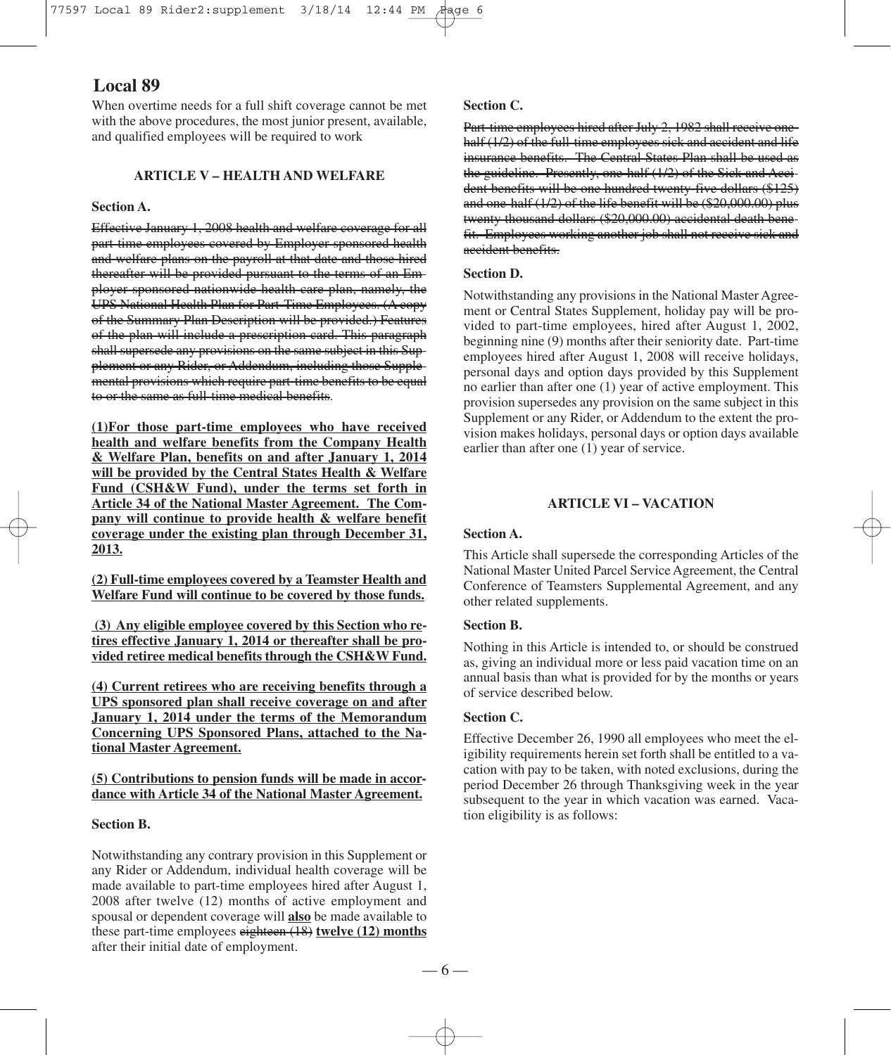## Local 89

When overtime needs for a full shift coverage cannot be met with the above procedures, the most junior present, available, and qualified employees will be required to work

### ARTICLE V – HEALTH AND WELFARE

**Section A.**

~~Effective January 1, 2008 health and welfare coverage for all part-time employees covered by Employer sponsored health and welfare plans on the payroll at that date and those hired thereafter will be provided pursuant to the terms of an Employer sponsored nationwide health care plan, namely, the UPS National Health Plan for Part-Time Employees. (A copy of the Summary Plan Description will be provided.) Features of the plan will include a prescription card. This paragraph shall supersede any provisions on the same subject in this Supplement or any Rider, or Addendum, including those Supplemental provisions which require part-time benefits to be equal to or the same as full-time medical benefits.~~

**(1)For those part-time employees who have received health and welfare benefits from the Company Health & Welfare Plan, benefits on and after January 1, 2014 will be provided by the Central States Health & Welfare Fund (CSH&W Fund), under the terms set forth in Article 34 of the National Master Agreement. The Company will continue to provide health & welfare benefit coverage under the existing plan through December 31, 2013.**

**(2) Full-time employees covered by a Teamster Health and Welfare Fund will continue to be covered by those funds.**

**(3) Any eligible employee covered by this Section who retires effective January 1, 2014 or thereafter shall be provided retiree medical benefits through the CSH&W Fund.**

**(4) Current retirees who are receiving benefits through a UPS sponsored plan shall receive coverage on and after January 1, 2014 under the terms of the Memorandum Concerning UPS Sponsored Plans, attached to the National Master Agreement.**

**(5) Contributions to pension funds will be made in accordance with Article 34 of the National Master Agreement.**

**Section B.**

Notwithstanding any contrary provision in this Supplement or any Rider or Addendum, individual health coverage will be made available to part-time employees hired after August 1, 2008 after twelve (12) months of active employment and spousal or dependent coverage will **also** be made available to these part-time employees ~~eighteen (18)~~ **twelve (12) months** after their initial date of employment.

**Section C.**

~~Part-time employees hired after July 2, 1982 shall receive one-half (1/2) of the full-time employees sick and accident and life insurance benefits. The Central States Plan shall be used as the guideline. Presently, one-half (1/2) of the Sick and Accident benefits will be one hundred twenty-five dollars ($125) and one-half (1/2) of the life benefit will be ($20,000.00) plus twenty thousand dollars ($20,000.00) accidental death benefit. Employees working another job shall not receive sick and accident benefits.~~

**Section D.**

Notwithstanding any provisions in the National Master Agreement or Central States Supplement, holiday pay will be provided to part-time employees, hired after August 1, 2002, beginning nine (9) months after their seniority date. Part-time employees hired after August 1, 2008 will receive holidays, personal days and option days provided by this Supplement no earlier than after one (1) year of active employment. This provision supersedes any provision on the same subject in this Supplement or any Rider, or Addendum to the extent the provision makes holidays, personal days or option days available earlier than after one (1) year of service.

### ARTICLE VI – VACATION

**Section A.**

This Article shall supersede the corresponding Articles of the National Master United Parcel Service Agreement, the Central Conference of Teamsters Supplemental Agreement, and any other related supplements.

**Section B.**

Nothing in this Article is intended to, or should be construed as, giving an individual more or less paid vacation time on an annual basis than what is provided for by the months or years of service described below.

**Section C.**

Effective December 26, 1990 all employees who meet the eligibility requirements herein set forth shall be entitled to a vacation with pay to be taken, with noted exclusions, during the period December 26 through Thanksgiving week in the year subsequent to the year in which vacation was earned. Vacation eligibility is as follows: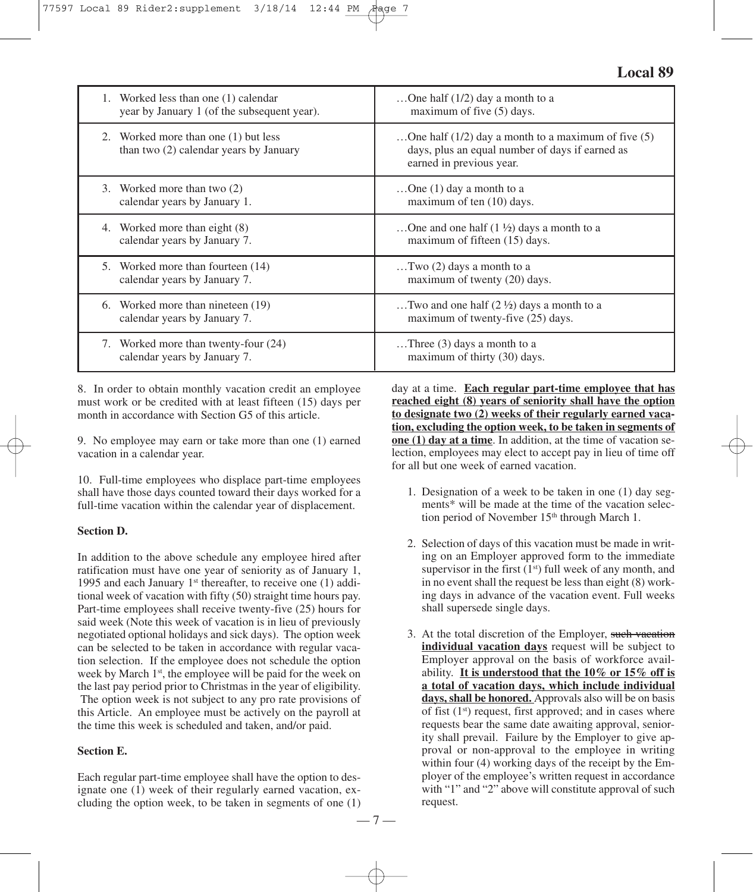| | |
|---|---|
| 1. Worked less than one (1) calendar year by January 1 (of the subsequent year). | …One half (1/2) day a month to a maximum of five (5) days. |
| 2. Worked more than one (1) but less than two (2) calendar years by January | …One half (1/2) day a month to a maximum of five (5) days, plus an equal number of days if earned as earned in previous year. |
| 3. Worked more than two (2) calendar years by January 1. | …One (1) day a month to a maximum of ten (10) days. |
| 4. Worked more than eight (8) calendar years by January 7. | …One and one half (1 ½) days a month to a maximum of fifteen (15) days. |
| 5. Worked more than fourteen (14) calendar years by January 7. | …Two (2) days a month to a maximum of twenty (20) days. |
| 6. Worked more than nineteen (19) calendar years by January 7. | …Two and one half (2 ½) days a month to a maximum of twenty-five (25) days. |
| 7. Worked more than twenty-four (24) calendar years by January 7. | …Three (3) days a month to a maximum of thirty (30) days. |

8. In order to obtain monthly vacation credit an employee must work or be credited with at least fifteen (15) days per month in accordance with Section G5 of this article.

9. No employee may earn or take more than one (1) earned vacation in a calendar year.

10. Full-time employees who displace part-time employees shall have those days counted toward their days worked for a full-time vacation within the calendar year of displacement.

**Section D.**

In addition to the above schedule any employee hired after ratification must have one year of seniority as of January 1, 1995 and each January 1st thereafter, to receive one (1) additional week of vacation with fifty (50) straight time hours pay. Part-time employees shall receive twenty-five (25) hours for said week (Note this week of vacation is in lieu of previously negotiated optional holidays and sick days). The option week can be selected to be taken in accordance with regular vacation selection. If the employee does not schedule the option week by March 1st, the employee will be paid for the week on the last pay period prior to Christmas in the year of eligibility. The option week is not subject to any pro rate provisions of this Article. An employee must be actively on the payroll at the time this week is scheduled and taken, and/or paid.

**Section E.**

Each regular part-time employee shall have the option to designate one (1) week of their regularly earned vacation, excluding the option week, to be taken in segments of one (1) day at a time. **Each regular part-time employee that has reached eight (8) years of seniority shall have the option to designate two (2) weeks of their regularly earned vacation, excluding the option week, to be taken in segments of one (1) day at a time**. In addition, at the time of vacation selection, employees may elect to accept pay in lieu of time off for all but one week of earned vacation.

1. Designation of a week to be taken in one (1) day segments* will be made at the time of the vacation selection period of November 15th through March 1.

2. Selection of days of this vacation must be made in writing on an Employer approved form to the immediate supervisor in the first (1st) full week of any month, and in no event shall the request be less than eight (8) working days in advance of the vacation event. Full weeks shall supersede single days.

3. At the total discretion of the Employer, ~~such vacation~~ **individual vacation days** request will be subject to Employer approval on the basis of workforce availability. **It is understood that the 10% or 15% off is a total of vacation days, which include individual days, shall be honored.** Approvals also will be on basis of fist (1st) request, first approved; and in cases where requests bear the same date awaiting approval, seniority shall prevail. Failure by the Employer to give approval or non-approval to the employee in writing within four (4) working days of the receipt by the Employer of the employee's written request in accordance with "1" and "2" above will constitute approval of such request.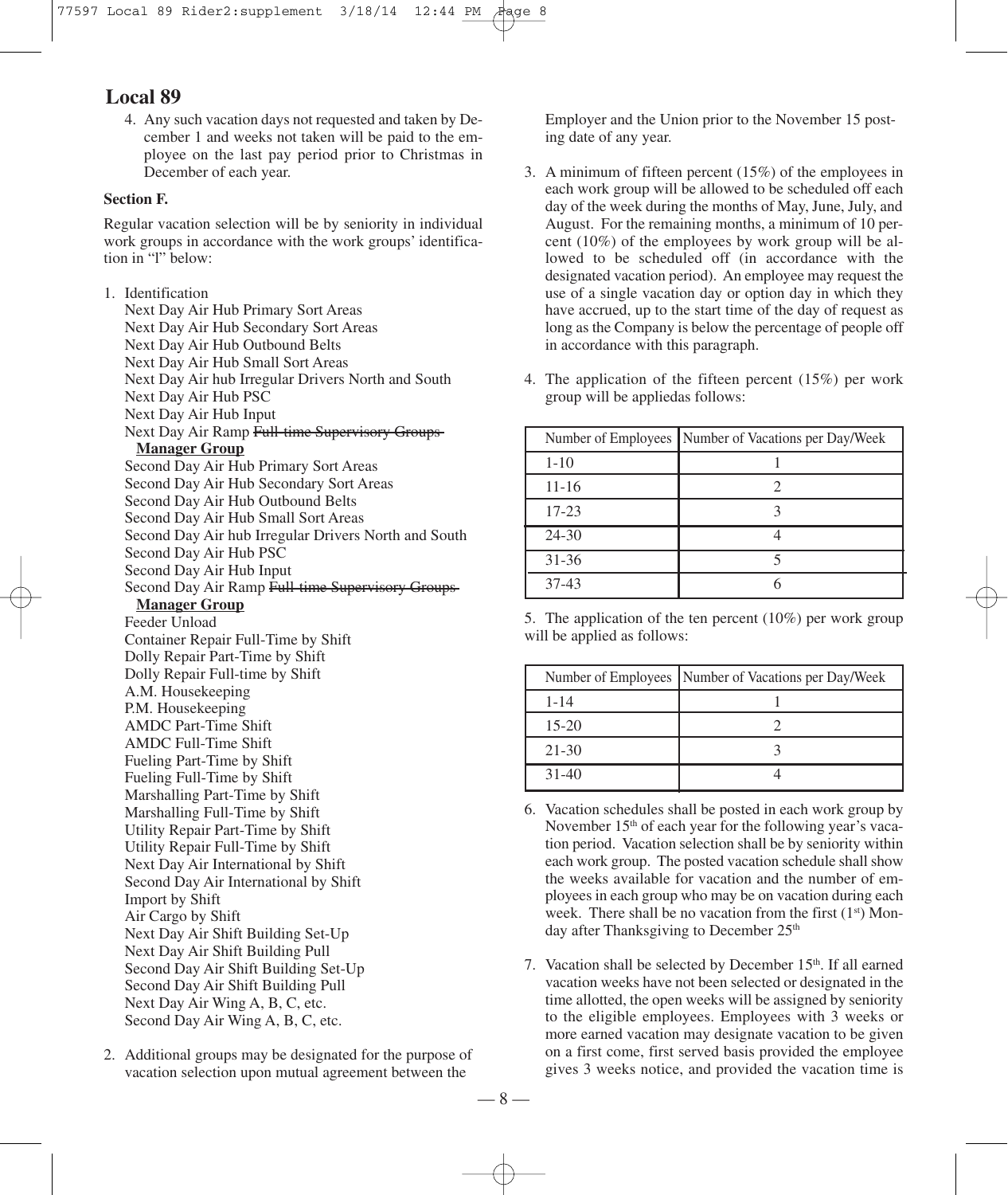# Local 89

4. Any such vacation days not requested and taken by December 1 and weeks not taken will be paid to the employee on the last pay period prior to Christmas in December of each year.

### Section F.

Regular vacation selection will be by seniority in individual work groups in accordance with the work groups' identification in "l" below:

1. Identification
   Next Day Air Hub Primary Sort Areas
   Next Day Air Hub Secondary Sort Areas
   Next Day Air Hub Outbound Belts
   Next Day Air Hub Small Sort Areas
   Next Day Air hub Irregular Drivers North and South
   Next Day Air Hub PSC
   Next Day Air Hub Input
   Next Day Air Ramp ~~Full-time Supervisory Groups~~ **Manager Group**
   Second Day Air Hub Primary Sort Areas
   Second Day Air Hub Secondary Sort Areas
   Second Day Air Hub Outbound Belts
   Second Day Air Hub Small Sort Areas
   Second Day Air hub Irregular Drivers North and South
   Second Day Air Hub PSC
   Second Day Air Hub Input
   Second Day Air Ramp ~~Full-time Supervisory Groups~~ **Manager Group**
   Feeder Unload
   Container Repair Full-Time by Shift
   Dolly Repair Part-Time by Shift
   Dolly Repair Full-time by Shift
   A.M. Housekeeping
   P.M. Housekeeping
   AMDC Part-Time Shift
   AMDC Full-Time Shift
   Fueling Part-Time by Shift
   Fueling Full-Time by Shift
   Marshalling Part-Time by Shift
   Marshalling Full-Time by Shift
   Utility Repair Part-Time by Shift
   Utility Repair Full-Time by Shift
   Next Day Air International by Shift
   Second Day Air International by Shift
   Import by Shift
   Air Cargo by Shift
   Next Day Air Shift Building Set-Up
   Next Day Air Shift Building Pull
   Second Day Air Shift Building Set-Up
   Second Day Air Shift Building Pull
   Next Day Air Wing A, B, C, etc.
   Second Day Air Wing A, B, C, etc.

2. Additional groups may be designated for the purpose of vacation selection upon mutual agreement between the Employer and the Union prior to the November 15 posting date of any year.

3. A minimum of fifteen percent (15%) of the employees in each work group will be allowed to be scheduled off each day of the week during the months of May, June, July, and August. For the remaining months, a minimum of 10 percent (10%) of the employees by work group will be allowed to be scheduled off (in accordance with the designated vacation period). An employee may request the use of a single vacation day or option day in which they have accrued, up to the start time of the day of request as long as the Company is below the percentage of people off in accordance with this paragraph.

4. The application of the fifteen percent (15%) per work group will be appliedas follows:

| Number of Employees | Number of Vacations per Day/Week |
|---|---|
| 1-10 | 1 |
| 11-16 | 2 |
| 17-23 | 3 |
| 24-30 | 4 |
| 31-36 | 5 |
| 37-43 | 6 |

5. The application of the ten percent (10%) per work group will be applied as follows:

| Number of Employees | Number of Vacations per Day/Week |
|---|---|
| 1-14 | 1 |
| 15-20 | 2 |
| 21-30 | 3 |
| 31-40 | 4 |

6. Vacation schedules shall be posted in each work group by November 15th of each year for the following year's vacation period. Vacation selection shall be by seniority within each work group. The posted vacation schedule shall show the weeks available for vacation and the number of employees in each group who may be on vacation during each week. There shall be no vacation from the first (1st) Monday after Thanksgiving to December 25th

7. Vacation shall be selected by December 15th. If all earned vacation weeks have not been selected or designated in the time allotted, the open weeks will be assigned by seniority to the eligible employees. Employees with 3 weeks or more earned vacation may designate vacation to be given on a first come, first served basis provided the employee gives 3 weeks notice, and provided the vacation time is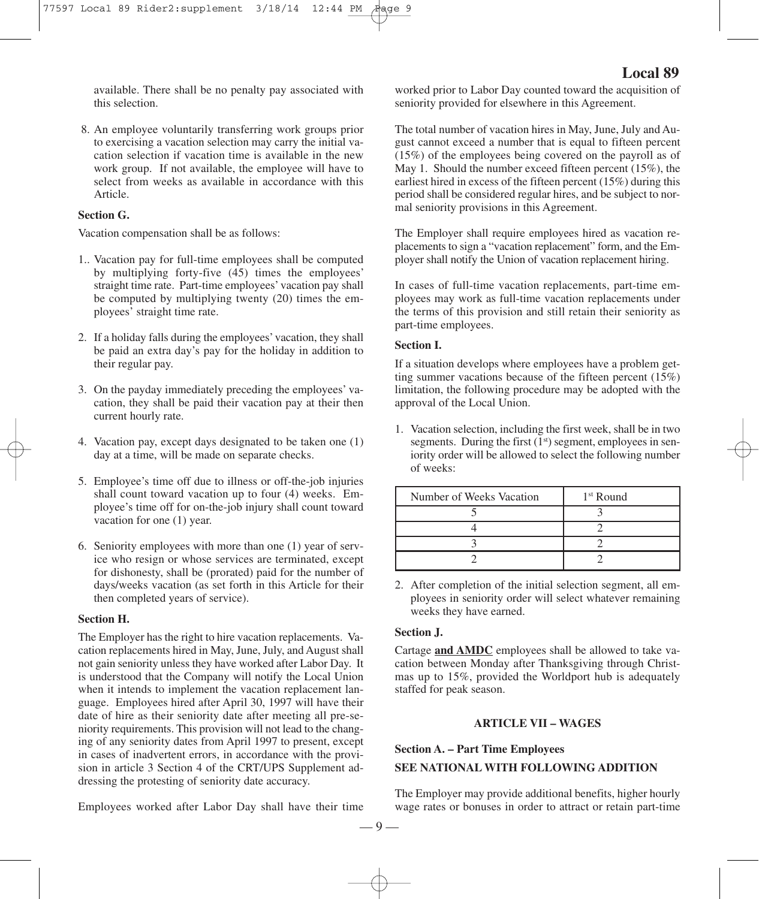available. There shall be no penalty pay associated with this selection.

8. An employee voluntarily transferring work groups prior to exercising a vacation selection may carry the initial vacation selection if vacation time is available in the new work group. If not available, the employee will have to select from weeks as available in accordance with this Article.

**Section G.**

Vacation compensation shall be as follows:

1.. Vacation pay for full-time employees shall be computed by multiplying forty-five (45) times the employees' straight time rate. Part-time employees' vacation pay shall be computed by multiplying twenty (20) times the employees' straight time rate.

2. If a holiday falls during the employees' vacation, they shall be paid an extra day's pay for the holiday in addition to their regular pay.

3. On the payday immediately preceding the employees' vacation, they shall be paid their vacation pay at their then current hourly rate.

4. Vacation pay, except days designated to be taken one (1) day at a time, will be made on separate checks.

5. Employee's time off due to illness or off-the-job injuries shall count toward vacation up to four (4) weeks. Employee's time off for on-the-job injury shall count toward vacation for one (1) year.

6. Seniority employees with more than one (1) year of service who resign or whose services are terminated, except for dishonesty, shall be (prorated) paid for the number of days/weeks vacation (as set forth in this Article for their then completed years of service).

**Section H.**

The Employer has the right to hire vacation replacements. Vacation replacements hired in May, June, July, and August shall not gain seniority unless they have worked after Labor Day. It is understood that the Company will notify the Local Union when it intends to implement the vacation replacement language. Employees hired after April 30, 1997 will have their date of hire as their seniority date after meeting all pre-seniority requirements. This provision will not lead to the changing of any seniority dates from April 1997 to present, except in cases of inadvertent errors, in accordance with the provision in article 3 Section 4 of the CRT/UPS Supplement addressing the protesting of seniority date accuracy.

Employees worked after Labor Day shall have their time worked prior to Labor Day counted toward the acquisition of seniority provided for elsewhere in this Agreement.

The total number of vacation hires in May, June, July and August cannot exceed a number that is equal to fifteen percent (15%) of the employees being covered on the payroll as of May 1. Should the number exceed fifteen percent (15%), the earliest hired in excess of the fifteen percent (15%) during this period shall be considered regular hires, and be subject to normal seniority provisions in this Agreement.

The Employer shall require employees hired as vacation replacements to sign a "vacation replacement" form, and the Employer shall notify the Union of vacation replacement hiring.

In cases of full-time vacation replacements, part-time employees may work as full-time vacation replacements under the terms of this provision and still retain their seniority as part-time employees.

**Section I.**

If a situation develops where employees have a problem getting summer vacations because of the fifteen percent (15%) limitation, the following procedure may be adopted with the approval of the Local Union.

1. Vacation selection, including the first week, shall be in two segments. During the first (1st) segment, employees in seniority order will be allowed to select the following number of weeks:

| Number of Weeks Vacation | 1st Round |
|---|---|
| 5 | 3 |
| 4 | 2 |
| 3 | 2 |
| 2 | 2 |

2. After completion of the initial selection segment, all employees in seniority order will select whatever remaining weeks they have earned.

**Section J.**

Cartage **and AMDC** employees shall be allowed to take vacation between Monday after Thanksgiving through Christmas up to 15%, provided the Worldport hub is adequately staffed for peak season.

## ARTICLE VII – WAGES

**Section A. – Part Time Employees**

**SEE NATIONAL WITH FOLLOWING ADDITION**

The Employer may provide additional benefits, higher hourly wage rates or bonuses in order to attract or retain part-time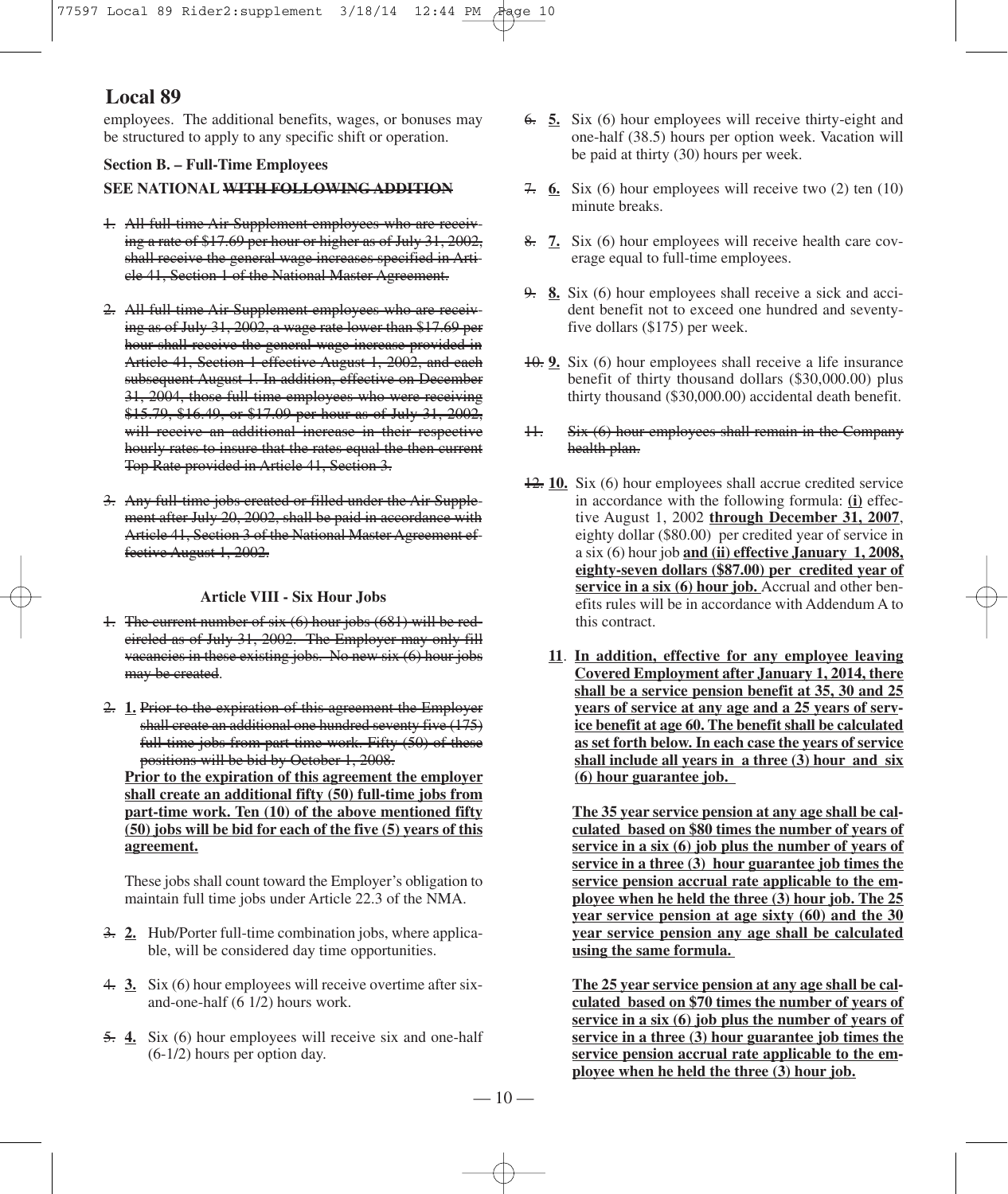employees. The additional benefits, wages, or bonuses may be structured to apply to any specific shift or operation.

**Section B. – Full-Time Employees**

**SEE NATIONAL ~~WITH FOLLOWING ADDITION~~**

~~1. All full-time Air Supplement employees who are receiving a rate of $17.69 per hour or higher as of July 31, 2002, shall receive the general wage increases specified in Article 41, Section 1 of the National Master Agreement.~~

~~2. All full-time Air Supplement employees who are receiving as of July 31, 2002, a wage rate lower than $17.69 per hour shall receive the general wage increase provided in Article 41, Section 1 effective August 1, 2002, and each subsequent August 1. In addition, effective on December 31, 2004, those full-time employees who were receiving $15.79, $16.49, or $17.09 per hour as of July 31, 2002, will receive an additional increase in their respective hourly rates to insure that the rates equal the then current Top Rate provided in Article 41, Section 3.~~

~~3. Any full-time jobs created or filled under the Air Supplement after July 20, 2002, shall be paid in accordance with Article 41, Section 3 of the National Master Agreement effective August 1, 2002.~~

**Article VIII - Six Hour Jobs**

~~1. The current number of six (6) hour jobs (681) will be redcircled as of July 31, 2002. The Employer may only fill vacancies in these existing jobs. No new six (6) hour jobs may be created.~~

~~2.~~ **1.** ~~Prior to the expiration of this agreement the Employer shall create an additional one hundred seventy five (175) full-time jobs from part-time work. Fifty (50) of these positions will be bid by October 1, 2008.~~

**Prior to the expiration of this agreement the employer shall create an additional fifty (50) full-time jobs from part-time work. Ten (10) of the above mentioned fifty (50) jobs will be bid for each of the five (5) years of this agreement.**

These jobs shall count toward the Employer's obligation to maintain full time jobs under Article 22.3 of the NMA.

~~3.~~ **2.** Hub/Porter full-time combination jobs, where applicable, will be considered day time opportunities.

~~4.~~ **3.** Six (6) hour employees will receive overtime after six-and-one-half (6 1/2) hours work.

~~5.~~ **4.** Six (6) hour employees will receive six and one-half (6-1/2) hours per option day.

~~6.~~ **5.** Six (6) hour employees will receive thirty-eight and one-half (38.5) hours per option week. Vacation will be paid at thirty (30) hours per week.

~~7.~~ **6.** Six (6) hour employees will receive two (2) ten (10) minute breaks.

~~8.~~ **7.** Six (6) hour employees will receive health care coverage equal to full-time employees.

~~9.~~ **8.** Six (6) hour employees shall receive a sick and accident benefit not to exceed one hundred and seventy-five dollars ($175) per week.

~~10.~~ **9.** Six (6) hour employees shall receive a life insurance benefit of thirty thousand dollars ($30,000.00) plus thirty thousand ($30,000.00) accidental death benefit.

~~11. Six (6) hour employees shall remain in the Company health plan.~~

~~12.~~ **10.** Six (6) hour employees shall accrue credited service in accordance with the following formula: **(i)** effective August 1, 2002 **through December 31, 2007**, eighty dollar ($80.00) per credited year of service in a six (6) hour job **and (ii) effective January 1, 2008, eighty-seven dollars ($87.00) per credited year of service in a six (6) hour job.** Accrual and other benefits rules will be in accordance with Addendum A to this contract.

**11. In addition, effective for any employee leaving Covered Employment after January 1, 2014, there shall be a service pension benefit at 35, 30 and 25 years of service at any age and a 25 years of service benefit at age 60. The benefit shall be calculated as set forth below. In each case the years of service shall include all years in a three (3) hour and six (6) hour guarantee job.**

**The 35 year service pension at any age shall be calculated based on $80 times the number of years of service in a six (6) job plus the number of years of service in a three (3) hour guarantee job times the service pension accrual rate applicable to the employee when he held the three (3) hour job. The 25 year service pension at age sixty (60) and the 30 year service pension any age shall be calculated using the same formula.**

**The 25 year service pension at any age shall be calculated based on $70 times the number of years of service in a six (6) job plus the number of years of service in a three (3) hour guarantee job times the service pension accrual rate applicable to the employee when he held the three (3) hour job.**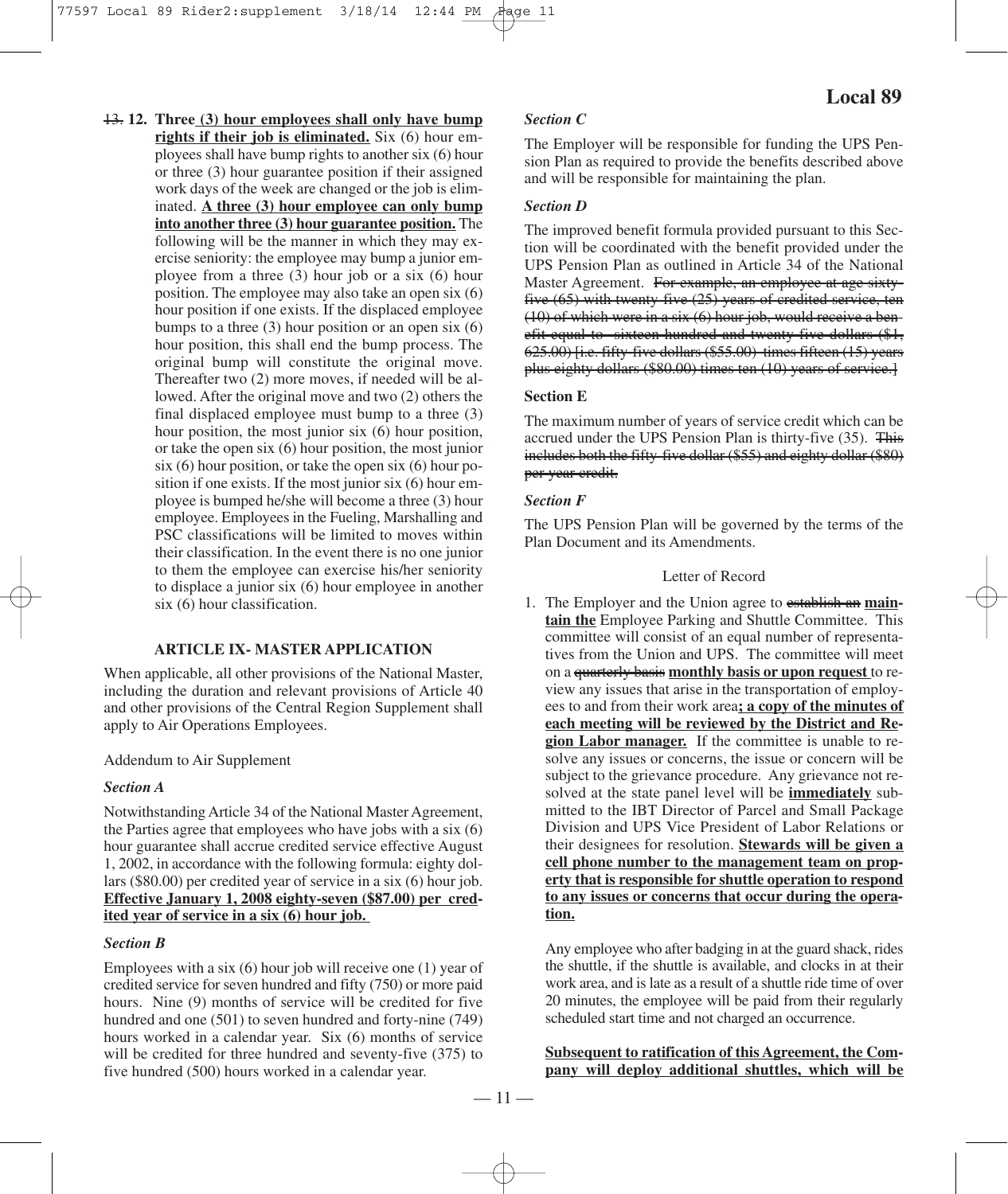~~13.~~ **12. Three (3) hour employees shall only have bump rights if their job is eliminated.** Six (6) hour employees shall have bump rights to another six (6) hour or three (3) hour guarantee position if their assigned work days of the week are changed or the job is eliminated. **A three (3) hour employee can only bump into another three (3) hour guarantee position.** The following will be the manner in which they may exercise seniority: the employee may bump a junior employee from a three (3) hour job or a six (6) hour position. The employee may also take an open six (6) hour position if one exists. If the displaced employee bumps to a three (3) hour position or an open six (6) hour position, this shall end the bump process. The original bump will constitute the original move. Thereafter two (2) more moves, if needed will be allowed. After the original move and two (2) others the final displaced employee must bump to a three (3) hour position, the most junior six (6) hour position, or take the open six (6) hour position, the most junior six (6) hour position, or take the open six (6) hour position if one exists. If the most junior six (6) hour employee is bumped he/she will become a three (3) hour employee. Employees in the Fueling, Marshalling and PSC classifications will be limited to moves within their classification. In the event there is no one junior to them the employee can exercise his/her seniority to displace a junior six (6) hour employee in another six (6) hour classification.

## ARTICLE IX- MASTER APPLICATION

When applicable, all other provisions of the National Master, including the duration and relevant provisions of Article 40 and other provisions of the Central Region Supplement shall apply to Air Operations Employees.

Addendum to Air Supplement

### *Section A*

Notwithstanding Article 34 of the National Master Agreement, the Parties agree that employees who have jobs with a six (6) hour guarantee shall accrue credited service effective August 1, 2002, in accordance with the following formula: eighty dollars ($80.00) per credited year of service in a six (6) hour job. **Effective January 1, 2008 eighty-seven ($87.00) per credited year of service in a six (6) hour job.**

### *Section B*

Employees with a six (6) hour job will receive one (1) year of credited service for seven hundred and fifty (750) or more paid hours. Nine (9) months of service will be credited for five hundred and one (501) to seven hundred and forty-nine (749) hours worked in a calendar year. Six (6) months of service will be credited for three hundred and seventy-five (375) to five hundred (500) hours worked in a calendar year.

### *Section C*

The Employer will be responsible for funding the UPS Pension Plan as required to provide the benefits described above and will be responsible for maintaining the plan.

### *Section D*

The improved benefit formula provided pursuant to this Section will be coordinated with the benefit provided under the UPS Pension Plan as outlined in Article 34 of the National Master Agreement. ~~For example, an employee at age sixty-five (65) with twenty-five (25) years of credited service, ten (10) of which were in a six (6) hour job, would receive a benefit equal to sixteen hundred and twenty-five dollars ($1, 625.00) [i.e. fifty-five dollars ($55.00) times fifteen (15) years plus eighty dollars ($80.00) times ten (10) years of service.]~~

### Section E

The maximum number of years of service credit which can be accrued under the UPS Pension Plan is thirty-five (35). ~~This includes both the fifty-five dollar ($55) and eighty dollar ($80) per year credit.~~

### *Section F*

The UPS Pension Plan will be governed by the terms of the Plan Document and its Amendments.

Letter of Record

1. The Employer and the Union agree to ~~establish an~~ **maintain the** Employee Parking and Shuttle Committee. This committee will consist of an equal number of representatives from the Union and UPS. The committee will meet on a ~~quarterly basis~~ **monthly basis or upon request** to review any issues that arise in the transportation of employees to and from their work area**; a copy of the minutes of each meeting will be reviewed by the District and Region Labor manager.** If the committee is unable to resolve any issues or concerns, the issue or concern will be subject to the grievance procedure. Any grievance not resolved at the state panel level will be **immediately** submitted to the IBT Director of Parcel and Small Package Division and UPS Vice President of Labor Relations or their designees for resolution. **Stewards will be given a cell phone number to the management team on property that is responsible for shuttle operation to respond to any issues or concerns that occur during the operation.**

   Any employee who after badging in at the guard shack, rides the shuttle, if the shuttle is available, and clocks in at their work area, and is late as a result of a shuttle ride time of over 20 minutes, the employee will be paid from their regularly scheduled start time and not charged an occurrence.

   **Subsequent to ratification of this Agreement, the Company will deploy additional shuttles, which will be**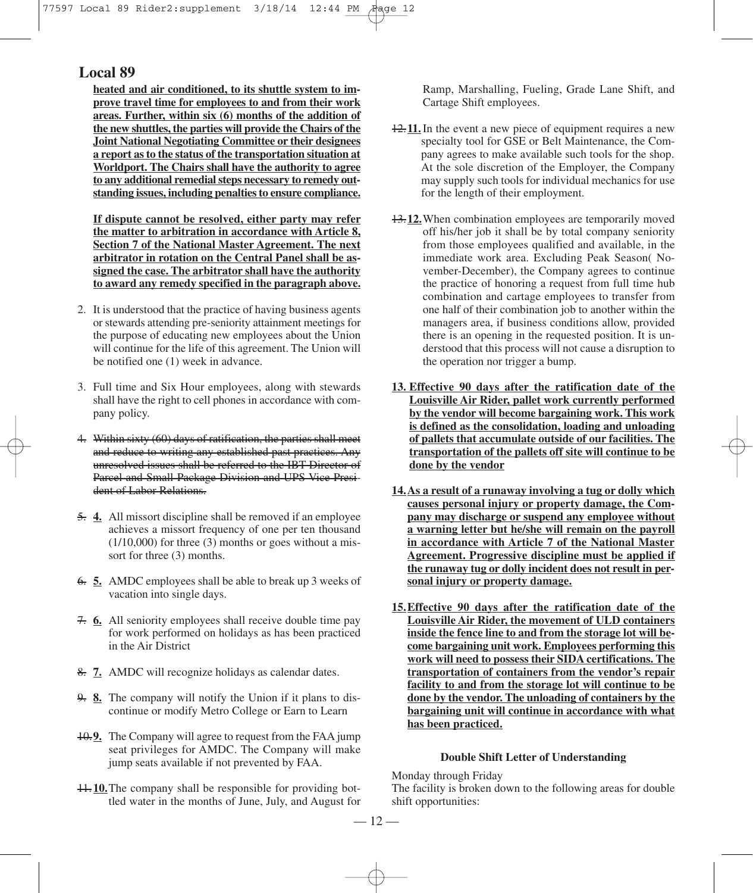## Local 89

**heated and air conditioned, to its shuttle system to improve travel time for employees to and from their work areas. Further, within six (6) months of the addition of the new shuttles, the parties will provide the Chairs of the Joint National Negotiating Committee or their designees a report as to the status of the transportation situation at Worldport. The Chairs shall have the authority to agree to any additional remedial steps necessary to remedy outstanding issues, including penalties to ensure compliance.**

**If dispute cannot be resolved, either party may refer the matter to arbitration in accordance with Article 8, Section 7 of the National Master Agreement. The next arbitrator in rotation on the Central Panel shall be assigned the case. The arbitrator shall have the authority to award any remedy specified in the paragraph above.**

2. It is understood that the practice of having business agents or stewards attending pre-seniority attainment meetings for the purpose of educating new employees about the Union will continue for the life of this agreement. The Union will be notified one (1) week in advance.

3. Full time and Six Hour employees, along with stewards shall have the right to cell phones in accordance with company policy.

~~4. Within sixty (60) days of ratification, the parties shall meet and reduce to writing any established past practices. Any unresolved issues shall be referred to the IBT Director of Parcel and Small Package Division and UPS Vice President of Labor Relations.~~

~~5.~~ **4.** All missort discipline shall be removed if an employee achieves a missort frequency of one per ten thousand (1/10,000) for three (3) months or goes without a missort for three (3) months.

~~6.~~ **5.** AMDC employees shall be able to break up 3 weeks of vacation into single days.

~~7.~~ **6.** All seniority employees shall receive double time pay for work performed on holidays as has been practiced in the Air District

~~8.~~ **7.** AMDC will recognize holidays as calendar dates.

~~9.~~ **8.** The company will notify the Union if it plans to discontinue or modify Metro College or Earn to Learn

~~10.~~ **9.** The Company will agree to request from the FAA jump seat privileges for AMDC. The Company will make jump seats available if not prevented by FAA.

~~11.~~ **10.** The company shall be responsible for providing bottled water in the months of June, July, and August for Ramp, Marshalling, Fueling, Grade Lane Shift, and Cartage Shift employees.

~~12.~~ **11.** In the event a new piece of equipment requires a new specialty tool for GSE or Belt Maintenance, the Company agrees to make available such tools for the shop. At the sole discretion of the Employer, the Company may supply such tools for individual mechanics for use for the length of their employment.

~~13.~~ **12.** When combination employees are temporarily moved off his/her job it shall be by total company seniority from those employees qualified and available, in the immediate work area. Excluding Peak Season( November-December), the Company agrees to continue the practice of honoring a request from full time hub combination and cartage employees to transfer from one half of their combination job to another within the managers area, if business conditions allow, provided there is an opening in the requested position. It is understood that this process will not cause a disruption to the operation nor trigger a bump.

**13. Effective 90 days after the ratification date of the Louisville Air Rider, pallet work currently performed by the vendor will become bargaining work. This work is defined as the consolidation, loading and unloading of pallets that accumulate outside of our facilities. The transportation of the pallets off site will continue to be done by the vendor**

**14. As a result of a runaway involving a tug or dolly which causes personal injury or property damage, the Company may discharge or suspend any employee without a warning letter but he/she will remain on the payroll in accordance with Article 7 of the National Master Agreement. Progressive discipline must be applied if the runaway tug or dolly incident does not result in personal injury or property damage.**

**15. Effective 90 days after the ratification date of the Louisville Air Rider, the movement of ULD containers inside the fence line to and from the storage lot will become bargaining unit work. Employees performing this work will need to possess their SIDA certifications. The transportation of containers from the vendor's repair facility to and from the storage lot will continue to be done by the vendor. The unloading of containers by the bargaining unit will continue in accordance with what has been practiced.**

### Double Shift Letter of Understanding

Monday through Friday
The facility is broken down to the following areas for double shift opportunities: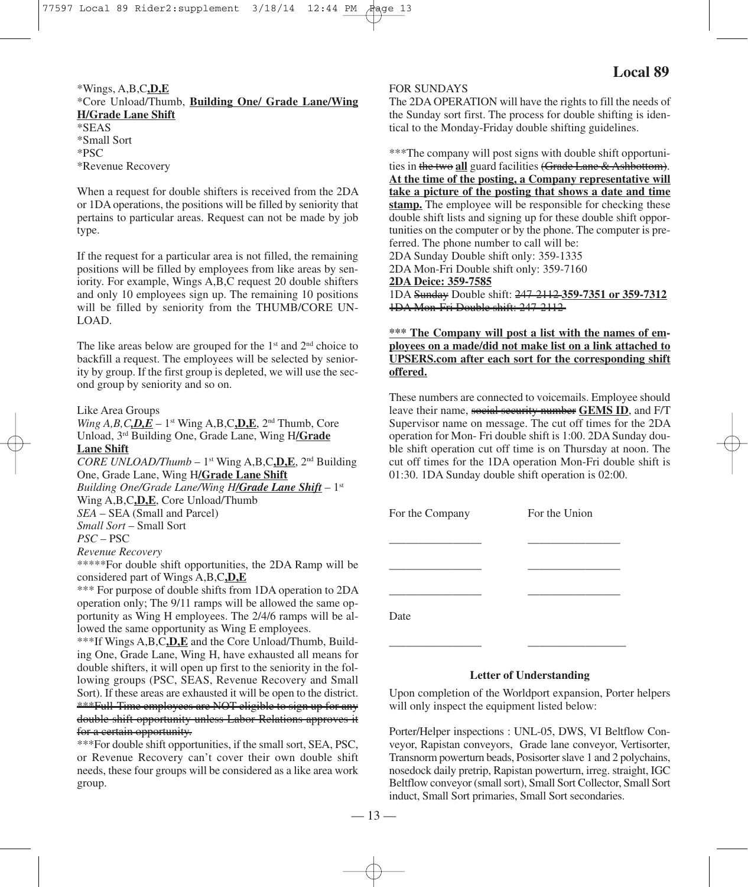*Wings, A,B,C,**D,E**
*Core Unload/Thumb, **Building One/ Grade Lane/Wing H/Grade Lane Shift**
*SEAS
*Small Sort
*PSC
*Revenue Recovery

When a request for double shifters is received from the 2DA or 1DA operations, the positions will be filled by seniority that pertains to particular areas. Request can not be made by job type.

If the request for a particular area is not filled, the remaining positions will be filled by employees from like areas by seniority. For example, Wings A,B,C request 20 double shifters and only 10 employees sign up. The remaining 10 positions will be filled by seniority from the THUMB/CORE UNLOAD.

The like areas below are grouped for the 1st and 2nd choice to backfill a request. The employees will be selected by seniority by group. If the first group is depleted, we will use the second group by seniority and so on.

Like Area Groups
*Wing A,B,C,**D,E*** – 1st Wing A,B,C,**D,E**, 2nd Thumb, Core Unload, 3rd Building One, Grade Lane, Wing H**/Grade Lane Shift**
*CORE UNLOAD/Thumb* – 1st Wing A,B,C,**D,E**, 2nd Building One, Grade Lane, Wing H**/Grade Lane Shift**
*Building One/Grade Lane/Wing H**/Grade Lane Shift*** – 1st Wing A,B,C,**D,E**, Core Unload/Thumb
*SEA* – SEA (Small and Parcel)
*Small Sort* – Small Sort
*PSC* – PSC
*Revenue Recovery*
*****For double shift opportunities, the 2DA Ramp will be considered part of Wings A,B,C,**D,E**
*** For purpose of double shifts from 1DA operation to 2DA operation only; The 9/11 ramps will be allowed the same opportunity as Wing H employees. The 2/4/6 ramps will be allowed the same opportunity as Wing E employees.
***If Wings A,B,C,**D,E** and the Core Unload/Thumb, Building One, Grade Lane, Wing H, have exhausted all means for double shifters, it will open up first to the seniority in the following groups (PSC, SEAS, Revenue Recovery and Small Sort). If these areas are exhausted it will be open to the district. ~~***Full-Time employees are NOT eligible to sign up for any double shift opportunity unless Labor Relations approves it for a certain opportunity.~~
***For double shift opportunities, if the small sort, SEA, PSC, or Revenue Recovery can't cover their own double shift needs, these four groups will be considered as a like area work group.

FOR SUNDAYS
The 2DA OPERATION will have the rights to fill the needs of the Sunday sort first. The process for double shifting is identical to the Monday-Friday double shifting guidelines.

***The company will post signs with double shift opportunities in ~~the two~~ **all** guard facilities ~~(Grade Lane & Ashbottom)~~. **At the time of the posting, a Company representative will take a picture of the posting that shows a date and time stamp.** The employee will be responsible for checking these double shift lists and signing up for these double shift opportunities on the computer or by the phone. The computer is preferred. The phone number to call will be:
2DA Sunday Double shift only: 359-1335
2DA Mon-Fri Double shift only: 359-7160
**2DA Deice: 359-7585**
1DA ~~Sunday~~ Double shift: ~~247-2112~~ **359-7351 or 359-7312**
~~1DA Mon-Fri Double shift: 247-2112~~

***** The Company will post a list with the names of employees on a made/did not make list on a link attached to UPSERS.com after each sort for the corresponding shift offered.**

These numbers are connected to voicemails. Employee should leave their name, ~~social security number~~ **GEMS ID**, and F/T Supervisor name on message. The cut off times for the 2DA operation for Mon- Fri double shift is 1:00. 2DA Sunday double shift operation cut off time is on Thursday at noon. The cut off times for the 1DA operation Mon-Fri double shift is 01:30. 1DA Sunday double shift operation is 02:00.

| For the Company | For the Union |
|---|---|
| ________________ | ________________ |
| ________________ | ________________ |
| ________________ | ________________ |
| Date | |
| ________________ | ________________ |

**Letter of Understanding**

Upon completion of the Worldport expansion, Porter helpers will only inspect the equipment listed below:

Porter/Helper inspections : UNL-05, DWS, VI Beltflow Conveyor, Rapistan conveyors, Grade lane conveyor, Vertisorter, Transnorm powerturn beads, Posisorter slave 1 and 2 polychains, nosedock daily pretrip, Rapistan powerturn, irreg. straight, IGC Beltflow conveyor (small sort), Small Sort Collector, Small Sort induct, Small Sort primaries, Small Sort secondaries.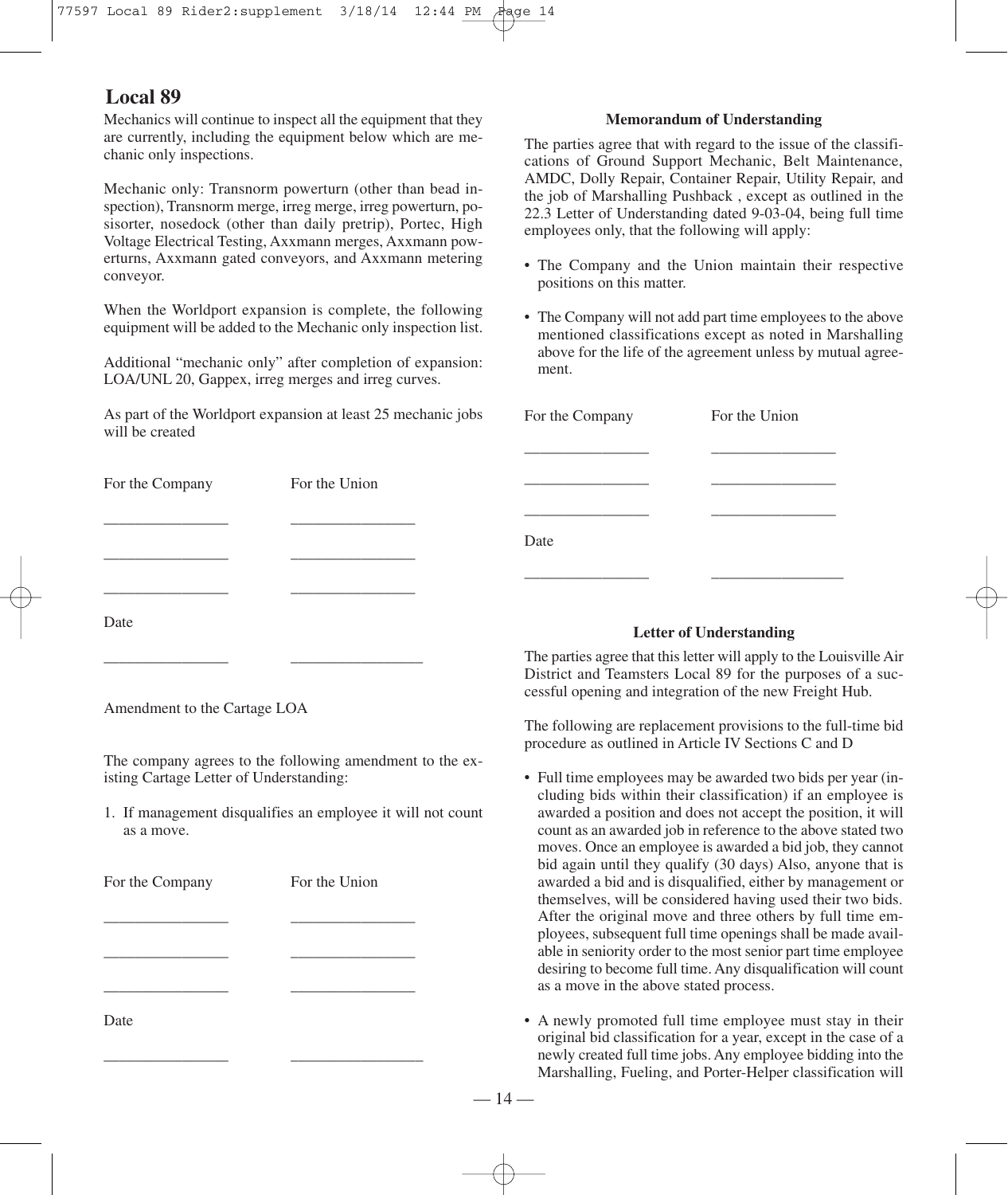## Local 89

Mechanics will continue to inspect all the equipment that they are currently, including the equipment below which are mechanic only inspections.

Mechanic only: Transnorm powerturn (other than bead inspection), Transnorm merge, irreg merge, irreg powerturn, posisorter, nosedock (other than daily pretrip), Portec, High Voltage Electrical Testing, Axxmann merges, Axxmann powerturns, Axxmann gated conveyors, and Axxmann metering conveyor.

When the Worldport expansion is complete, the following equipment will be added to the Mechanic only inspection list.

Additional "mechanic only" after completion of expansion: LOA/UNL 20, Gappex, irreg merges and irreg curves.

As part of the Worldport expansion at least 25 mechanic jobs will be created

| For the Company | For the Union |
|---|---|
| _______________ | _______________ |
| _______________ | _______________ |
| _______________ | _______________ |

Date

| _______________ | ________________ |
|---|---|

Amendment to the Cartage LOA

The company agrees to the following amendment to the existing Cartage Letter of Understanding:

1. If management disqualifies an employee it will not count as a move.

| For the Company | For the Union |
|---|---|
| _______________ | _______________ |
| _______________ | _______________ |
| _______________ | _______________ |

Date

| _______________ | ________________ |
|---|---|

### Memorandum of Understanding

The parties agree that with regard to the issue of the classifications of Ground Support Mechanic, Belt Maintenance, AMDC, Dolly Repair, Container Repair, Utility Repair, and the job of Marshalling Pushback , except as outlined in the 22.3 Letter of Understanding dated 9-03-04, being full time employees only, that the following will apply:

- The Company and the Union maintain their respective positions on this matter.
- The Company will not add part time employees to the above mentioned classifications except as noted in Marshalling above for the life of the agreement unless by mutual agreement.

| For the Company | For the Union |
|---|---|
| _______________ | _______________ |
| _______________ | _______________ |
| _______________ | _______________ |

Date

| _______________ | ________________ |
|---|---|

### Letter of Understanding

The parties agree that this letter will apply to the Louisville Air District and Teamsters Local 89 for the purposes of a successful opening and integration of the new Freight Hub.

The following are replacement provisions to the full-time bid procedure as outlined in Article IV Sections C and D

- Full time employees may be awarded two bids per year (including bids within their classification) if an employee is awarded a position and does not accept the position, it will count as an awarded job in reference to the above stated two moves. Once an employee is awarded a bid job, they cannot bid again until they qualify (30 days) Also, anyone that is awarded a bid and is disqualified, either by management or themselves, will be considered having used their two bids. After the original move and three others by full time employees, subsequent full time openings shall be made available in seniority order to the most senior part time employee desiring to become full time. Any disqualification will count as a move in the above stated process.
- A newly promoted full time employee must stay in their original bid classification for a year, except in the case of a newly created full time jobs. Any employee bidding into the Marshalling, Fueling, and Porter-Helper classification will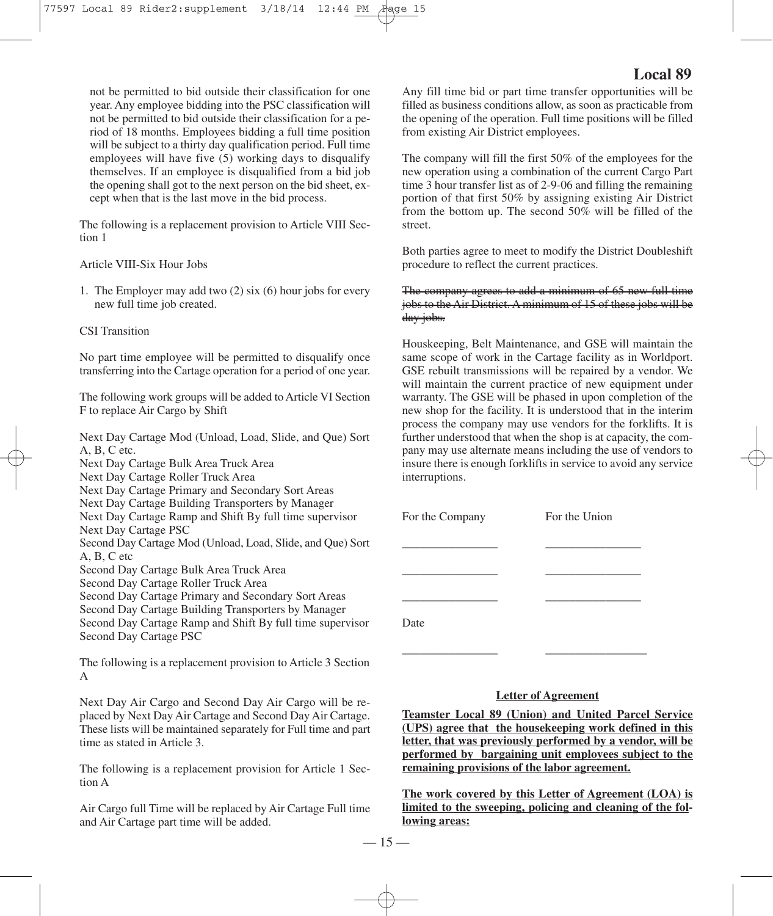not be permitted to bid outside their classification for one year. Any employee bidding into the PSC classification will not be permitted to bid outside their classification for a period of 18 months. Employees bidding a full time position will be subject to a thirty day qualification period. Full time employees will have five (5) working days to disqualify themselves. If an employee is disqualified from a bid job the opening shall got to the next person on the bid sheet, except when that is the last move in the bid process.

The following is a replacement provision to Article VIII Section 1

Article VIII-Six Hour Jobs

1. The Employer may add two (2) six (6) hour jobs for every new full time job created.

CSI Transition

No part time employee will be permitted to disqualify once transferring into the Cartage operation for a period of one year.

The following work groups will be added to Article VI Section F to replace Air Cargo by Shift

Next Day Cartage Mod (Unload, Load, Slide, and Que) Sort A, B, C etc.
Next Day Cartage Bulk Area Truck Area
Next Day Cartage Roller Truck Area
Next Day Cartage Primary and Secondary Sort Areas
Next Day Cartage Building Transporters by Manager
Next Day Cartage Ramp and Shift By full time supervisor
Next Day Cartage PSC
Second Day Cartage Mod (Unload, Load, Slide, and Que) Sort A, B, C etc
Second Day Cartage Bulk Area Truck Area
Second Day Cartage Roller Truck Area
Second Day Cartage Primary and Secondary Sort Areas
Second Day Cartage Building Transporters by Manager
Second Day Cartage Ramp and Shift By full time supervisor
Second Day Cartage PSC

The following is a replacement provision to Article 3 Section A

Next Day Air Cargo and Second Day Air Cargo will be replaced by Next Day Air Cartage and Second Day Air Cartage. These lists will be maintained separately for Full time and part time as stated in Article 3.

The following is a replacement provision for Article 1 Section A

Air Cargo full Time will be replaced by Air Cartage Full time and Air Cartage part time will be added.

Any fill time bid or part time transfer opportunities will be filled as business conditions allow, as soon as practicable from the opening of the operation. Full time positions will be filled from existing Air District employees.

The company will fill the first 50% of the employees for the new operation using a combination of the current Cargo Part time 3 hour transfer list as of 2-9-06 and filling the remaining portion of that first 50% by assigning existing Air District from the bottom up. The second 50% will be filled of the street.

Both parties agree to meet to modify the District Doubleshift procedure to reflect the current practices.

~~The company agrees to add a minimum of 65 new full time jobs to the Air District. A minimum of 15 of these jobs will be day jobs.~~

Houskeeping, Belt Maintenance, and GSE will maintain the same scope of work in the Cartage facility as in Worldport. GSE rebuilt transmissions will be repaired by a vendor. We will maintain the current practice of new equipment under warranty. The GSE will be phased in upon completion of the new shop for the facility. It is understood that in the interim process the company may use vendors for the forklifts. It is further understood that when the shop is at capacity, the company may use alternate means including the use of vendors to insure there is enough forklifts in service to avoid any service interruptions.

| For the Company | For the Union |
|---|---|
| \_\_\_\_\_\_\_\_\_\_\_\_\_\_\_\_ | \_\_\_\_\_\_\_\_\_\_\_\_\_\_\_\_ |
| \_\_\_\_\_\_\_\_\_\_\_\_\_\_\_\_ | \_\_\_\_\_\_\_\_\_\_\_\_\_\_\_\_ |
| \_\_\_\_\_\_\_\_\_\_\_\_\_\_\_\_ | \_\_\_\_\_\_\_\_\_\_\_\_\_\_\_\_ |
| Date | |
| \_\_\_\_\_\_\_\_\_\_\_\_\_\_\_\_ | \_\_\_\_\_\_\_\_\_\_\_\_\_\_\_\_ |

**Letter of Agreement**

**Teamster Local 89 (Union) and United Parcel Service (UPS) agree that the housekeeping work defined in this letter, that was previously performed by a vendor, will be performed by bargaining unit employees subject to the remaining provisions of the labor agreement.**

**The work covered by this Letter of Agreement (LOA) is limited to the sweeping, policing and cleaning of the following areas:**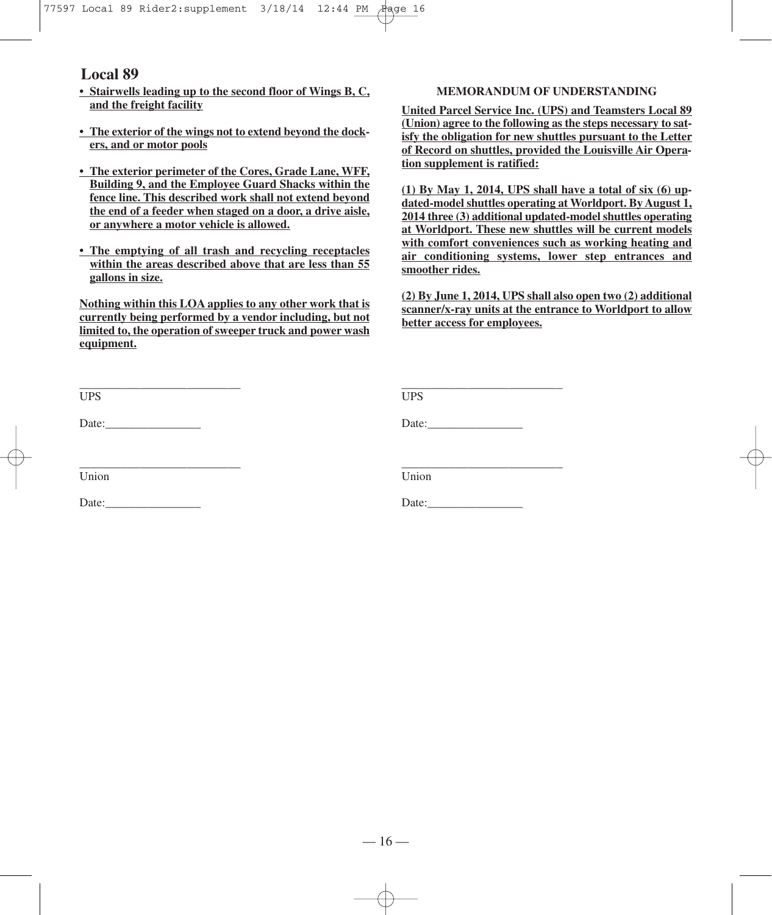# Local 89

- Stairwells leading up to the second floor of Wings B, C, and the freight facility
- The exterior of the wings not to extend beyond the dockers, and or motor pools
- The exterior perimeter of the Cores, Grade Lane, WFF, Building 9, and the Employee Guard Shacks within the fence line. This described work shall not extend beyond the end of a feeder when staged on a door, a drive aisle, or anywhere a motor vehicle is allowed.
- The emptying of all trash and recycling receptacles within the areas described above that are less than 55 gallons in size.

Nothing within this LOA applies to any other work that is currently being performed by a vendor including, but not limited to, the operation of sweeper truck and power wash equipment.

\_\_\_\_\_\_\_\_\_\_\_\_\_\_\_\_\_\_\_\_\_\_\_\_\_\_\_
UPS

Date:\_\_\_\_\_\_\_\_\_\_\_\_\_\_\_\_

\_\_\_\_\_\_\_\_\_\_\_\_\_\_\_\_\_\_\_\_\_\_\_\_\_\_\_
Union

Date:\_\_\_\_\_\_\_\_\_\_\_\_\_\_\_\_

## MEMORANDUM OF UNDERSTANDING

United Parcel Service Inc. (UPS) and Teamsters Local 89 (Union) agree to the following as the steps necessary to satisfy the obligation for new shuttles pursuant to the Letter of Record on shuttles, provided the Louisville Air Operation supplement is ratified:

(1) By May 1, 2014, UPS shall have a total of six (6) updated-model shuttles operating at Worldport. By August 1, 2014 three (3) additional updated-model shuttles operating at Worldport. These new shuttles will be current models with comfort conveniences such as working heating and air conditioning systems, lower step entrances and smoother rides.

(2) By June 1, 2014, UPS shall also open two (2) additional scanner/x-ray units at the entrance to Worldport to allow better access for employees.

\_\_\_\_\_\_\_\_\_\_\_\_\_\_\_\_\_\_\_\_\_\_\_\_\_\_\_
UPS

Date:\_\_\_\_\_\_\_\_\_\_\_\_\_\_\_\_

\_\_\_\_\_\_\_\_\_\_\_\_\_\_\_\_\_\_\_\_\_\_\_\_\_\_\_
Union

Date:\_\_\_\_\_\_\_\_\_\_\_\_\_\_\_\_